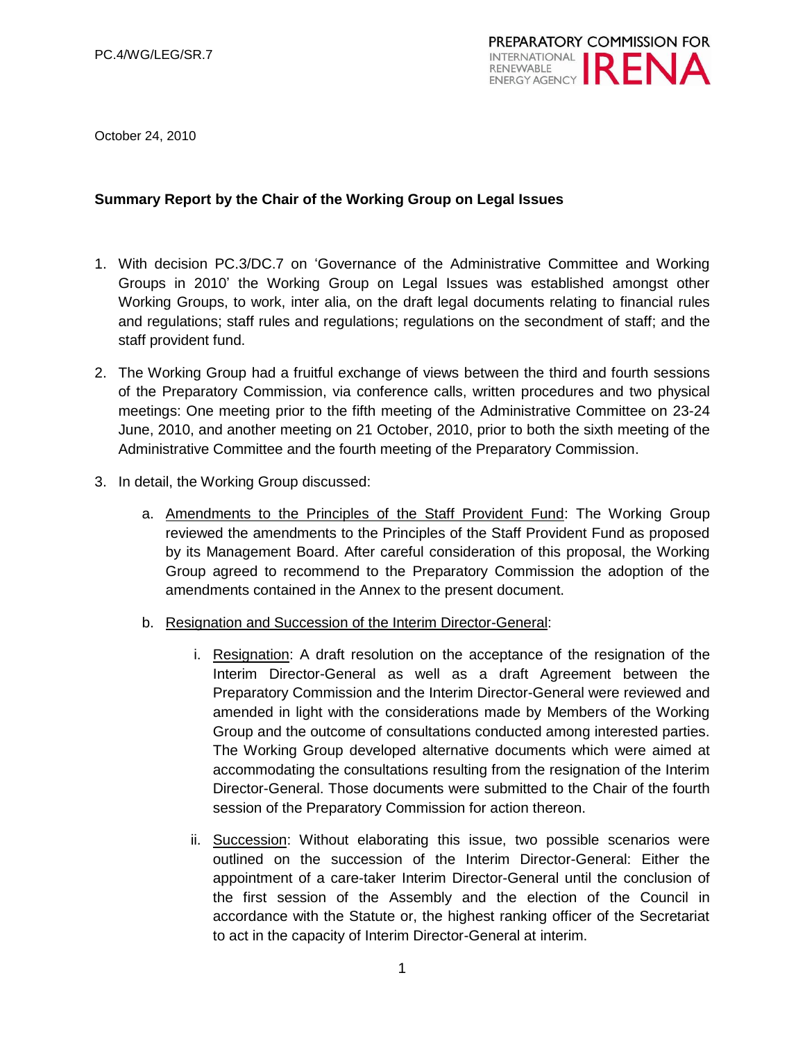PC.4/WG/LEG/SR.7

PREPARATORY COMMISSION FOR INTERNATIONAL RENEWABLE ENERGY AGENCY IRENA

October 24, 2010

**Summary Report by the Chair of the Working Group on Legal Issues**

1. With decision PC.3/DC.7 on 'Governance of the Administrative Committee and Working Groups in 2010' the Working Group on Legal Issues was established amongst other Working Groups, to work, inter alia, on the draft legal documents relating to financial rules and regulations; staff rules and regulations; regulations on the secondment of staff; and the staff provident fund.

2. The Working Group had a fruitful exchange of views between the third and fourth sessions of the Preparatory Commission, via conference calls, written procedures and two physical meetings: One meeting prior to the fifth meeting of the Administrative Committee on 23-24 June, 2010, and another meeting on 21 October, 2010, prior to both the sixth meeting of the Administrative Committee and the fourth meeting of the Preparatory Commission.

3. In detail, the Working Group discussed:

   a. Amendments to the Principles of the Staff Provident Fund: The Working Group reviewed the amendments to the Principles of the Staff Provident Fund as proposed by its Management Board. After careful consideration of this proposal, the Working Group agreed to recommend to the Preparatory Commission the adoption of the amendments contained in the Annex to the present document.

   b. Resignation and Succession of the Interim Director-General:

      i. Resignation: A draft resolution on the acceptance of the resignation of the Interim Director-General as well as a draft Agreement between the Preparatory Commission and the Interim Director-General were reviewed and amended in light with the considerations made by Members of the Working Group and the outcome of consultations conducted among interested parties. The Working Group developed alternative documents which were aimed at accommodating the consultations resulting from the resignation of the Interim Director-General. Those documents were submitted to the Chair of the fourth session of the Preparatory Commission for action thereon.

      ii. Succession: Without elaborating this issue, two possible scenarios were outlined on the succession of the Interim Director-General: Either the appointment of a care-taker Interim Director-General until the conclusion of the first session of the Assembly and the election of the Council in accordance with the Statute or, the highest ranking officer of the Secretariat to act in the capacity of Interim Director-General at interim.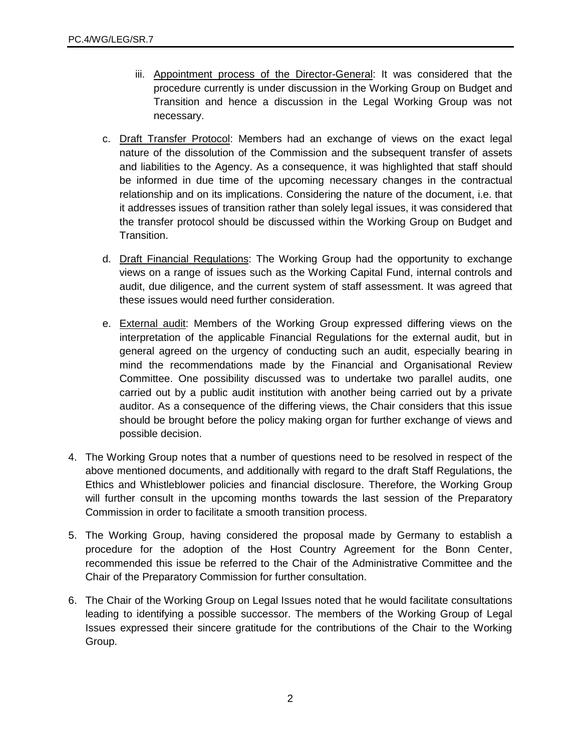iii. Appointment process of the Director-General: It was considered that the procedure currently is under discussion in the Working Group on Budget and Transition and hence a discussion in the Legal Working Group was not necessary.

   c. Draft Transfer Protocol: Members had an exchange of views on the exact legal nature of the dissolution of the Commission and the subsequent transfer of assets and liabilities to the Agency. As a consequence, it was highlighted that staff should be informed in due time of the upcoming necessary changes in the contractual relationship and on its implications. Considering the nature of the document, i.e. that it addresses issues of transition rather than solely legal issues, it was considered that the transfer protocol should be discussed within the Working Group on Budget and Transition.

   d. Draft Financial Regulations: The Working Group had the opportunity to exchange views on a range of issues such as the Working Capital Fund, internal controls and audit, due diligence, and the current system of staff assessment. It was agreed that these issues would need further consideration.

   e. External audit: Members of the Working Group expressed differing views on the interpretation of the applicable Financial Regulations for the external audit, but in general agreed on the urgency of conducting such an audit, especially bearing in mind the recommendations made by the Financial and Organisational Review Committee. One possibility discussed was to undertake two parallel audits, one carried out by a public audit institution with another being carried out by a private auditor. As a consequence of the differing views, the Chair considers that this issue should be brought before the policy making organ for further exchange of views and possible decision.

4. The Working Group notes that a number of questions need to be resolved in respect of the above mentioned documents, and additionally with regard to the draft Staff Regulations, the Ethics and Whistleblower policies and financial disclosure. Therefore, the Working Group will further consult in the upcoming months towards the last session of the Preparatory Commission in order to facilitate a smooth transition process.

5. The Working Group, having considered the proposal made by Germany to establish a procedure for the adoption of the Host Country Agreement for the Bonn Center, recommended this issue be referred to the Chair of the Administrative Committee and the Chair of the Preparatory Commission for further consultation.

6. The Chair of the Working Group on Legal Issues noted that he would facilitate consultations leading to identifying a possible successor. The members of the Working Group of Legal Issues expressed their sincere gratitude for the contributions of the Chair to the Working Group.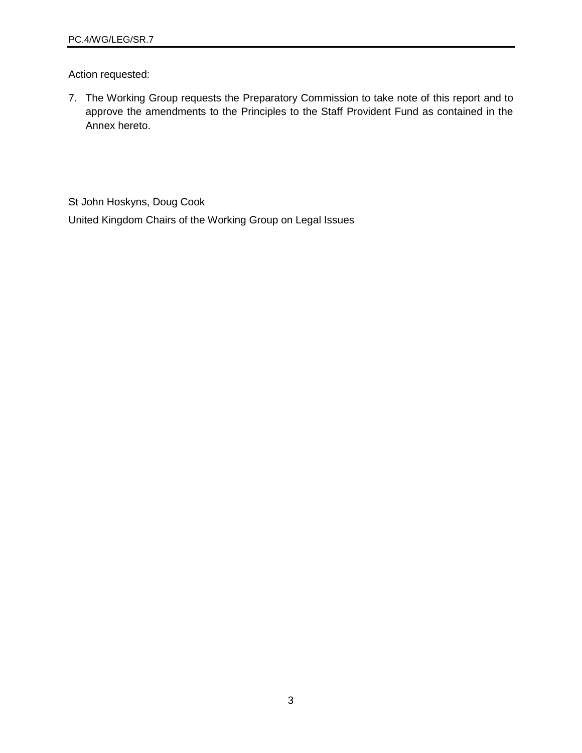Action requested:

7. The Working Group requests the Preparatory Commission to take note of this report and to approve the amendments to the Principles to the Staff Provident Fund as contained in the Annex hereto.

St John Hoskyns, Doug Cook

United Kingdom Chairs of the Working Group on Legal Issues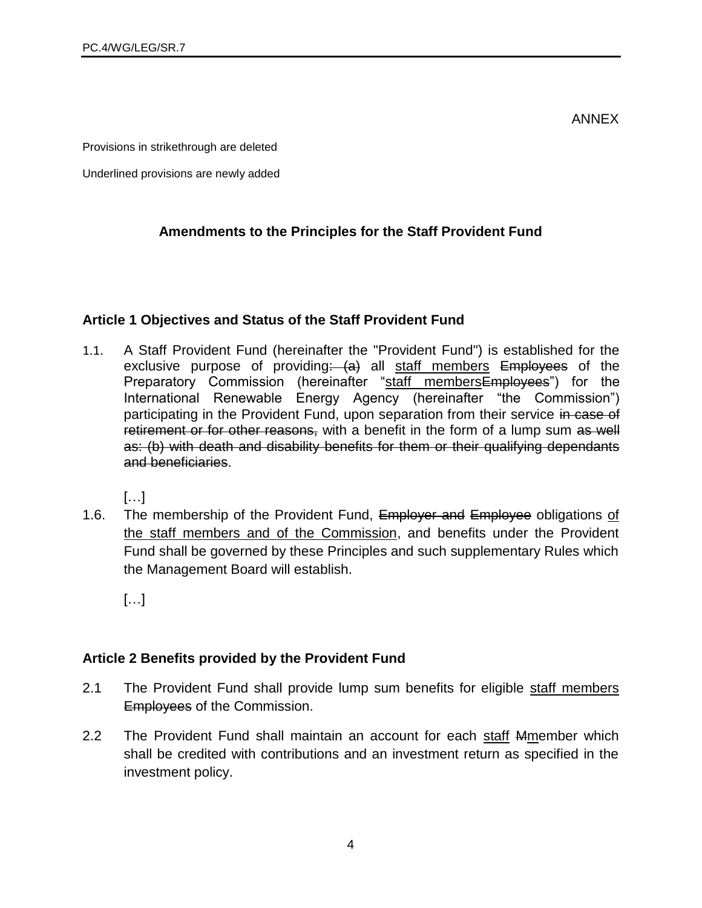ANNEX

Provisions in strikethrough are deleted

Underlined provisions are newly added

### Amendments to the Principles for the Staff Provident Fund

#### Article 1 Objectives and Status of the Staff Provident Fund

1.1. A Staff Provident Fund (hereinafter the "Provident Fund") is established for the exclusive purpose of providing~~: (a)~~ all <u>staff members</u> ~~Employees~~ of the Preparatory Commission (hereinafter "<u>staff members</u>~~Employees~~") for the International Renewable Energy Agency (hereinafter "the Commission") participating in the Provident Fund, upon separation from their service ~~in case of retirement or for other reasons,~~ with a benefit in the form of a lump sum ~~as well as: (b) with death and disability benefits for them or their qualifying dependants and beneficiaries~~.

[…]

1.6. The membership of the Provident Fund, ~~Employer and~~ ~~Employee~~ obligations <u>of the staff members and of the Commission</u>, and benefits under the Provident Fund shall be governed by these Principles and such supplementary Rules which the Management Board will establish.

[…]

#### Article 2 Benefits provided by the Provident Fund

2.1 The Provident Fund shall provide lump sum benefits for eligible <u>staff members</u> ~~Employees~~ of the Commission.

2.2 The Provident Fund shall maintain an account for each <u>staff</u> ~~M~~<u>m</u>ember which shall be credited with contributions and an investment return as specified in the investment policy.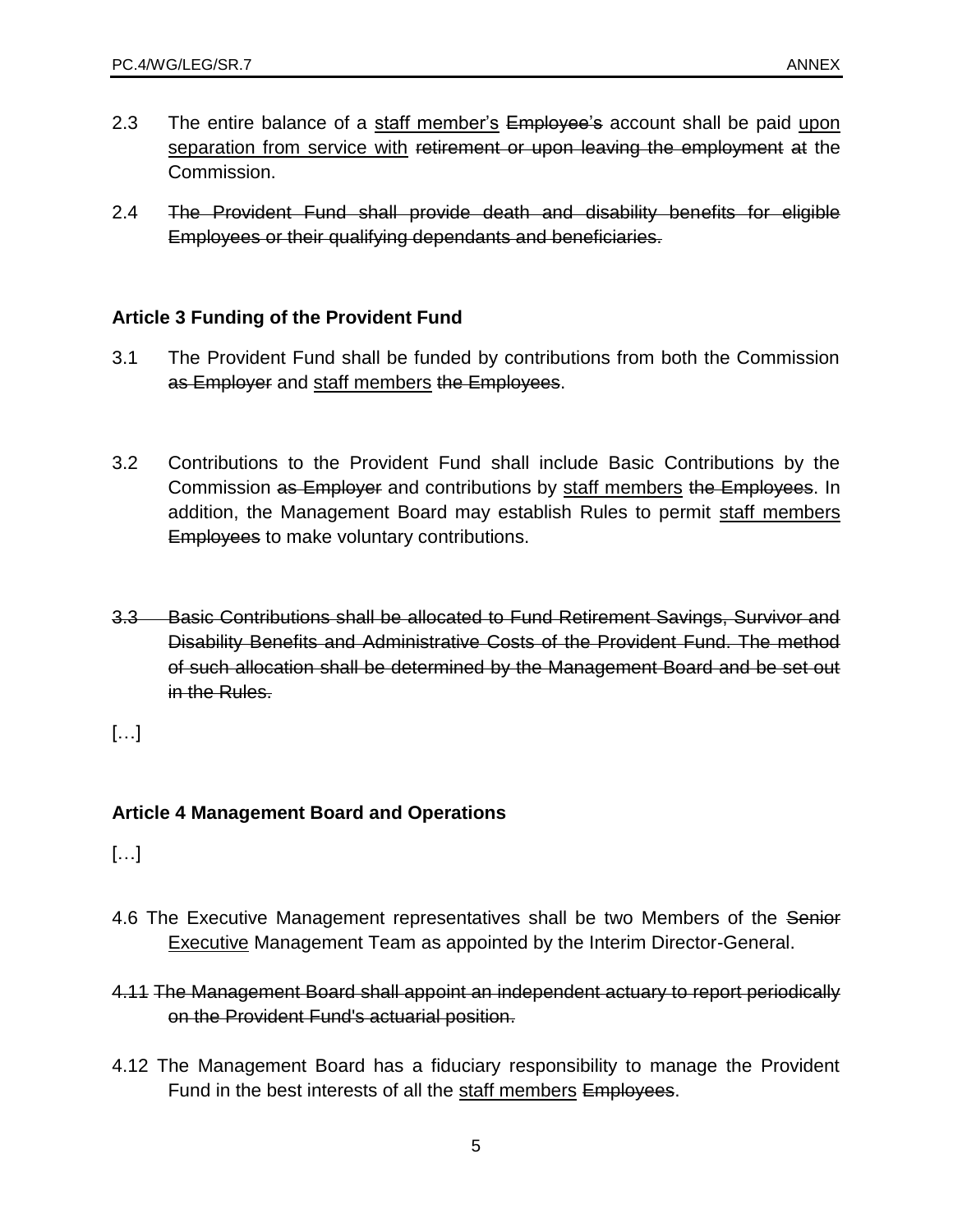2.3 The entire balance of a <u>staff member's</u> ~~Employee's~~ account shall be paid <u>upon separation from service with</u> ~~retirement or upon leaving the employment at~~ the Commission.

~~2.4 The Provident Fund shall provide death and disability benefits for eligible Employees or their qualifying dependants and beneficiaries.~~

### Article 3 Funding of the Provident Fund

3.1 The Provident Fund shall be funded by contributions from both the Commission ~~as Employer~~ and <u>staff members</u> ~~the Employees~~.

3.2 Contributions to the Provident Fund shall include Basic Contributions by the Commission ~~as Employer~~ and contributions by <u>staff members</u> ~~the Employees~~. In addition, the Management Board may establish Rules to permit <u>staff members</u> ~~Employees~~ to make voluntary contributions.

~~3.3 Basic Contributions shall be allocated to Fund Retirement Savings, Survivor and Disability Benefits and Administrative Costs of the Provident Fund. The method of such allocation shall be determined by the Management Board and be set out in the Rules.~~

[…]

### Article 4 Management Board and Operations

[…]

4.6 The Executive Management representatives shall be two Members of the ~~Senior~~ <u>Executive</u> Management Team as appointed by the Interim Director-General.

~~4.11 The Management Board shall appoint an independent actuary to report periodically on the Provident Fund's actuarial position.~~

4.12 The Management Board has a fiduciary responsibility to manage the Provident Fund in the best interests of all the <u>staff members</u> ~~Employees~~.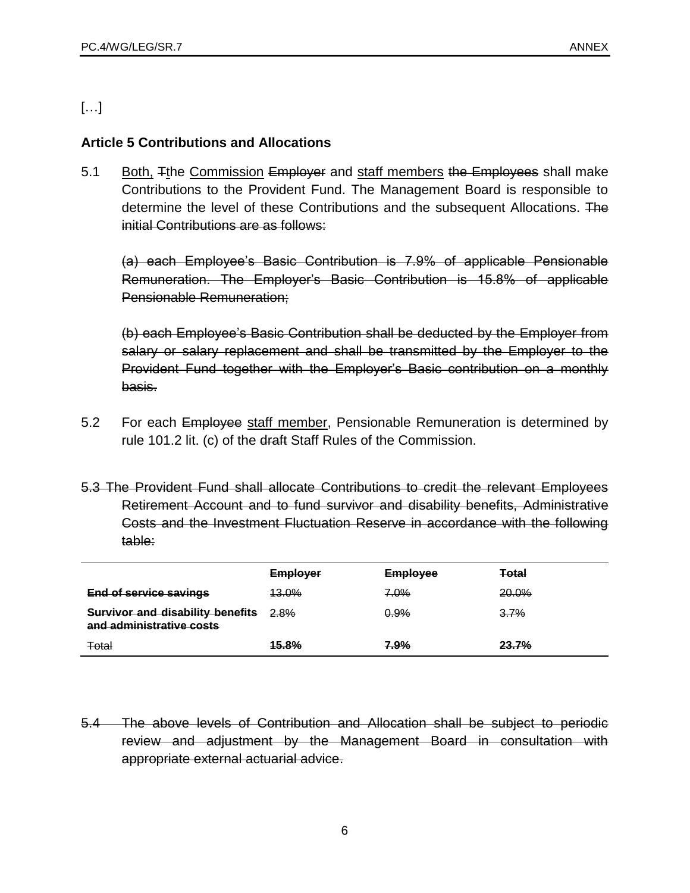[…]

**Article 5 Contributions and Allocations**

5.1 <u>Both,</u> ~~T~~the <u>Commission</u> ~~Employer~~ and <u>staff members</u> ~~the Employees~~ shall make Contributions to the Provident Fund. The Management Board is responsible to determine the level of these Contributions and the subsequent Allocations. ~~The initial Contributions are as follows:~~

~~(a) each Employee's Basic Contribution is 7.9% of applicable Pensionable Remuneration. The Employer's Basic Contribution is 15.8% of applicable Pensionable Remuneration;~~

~~(b) each Employee's Basic Contribution shall be deducted by the Employer from salary or salary replacement and shall be transmitted by the Employer to the Provident Fund together with the Employer's Basic contribution on a monthly basis.~~

5.2 For each ~~Employee~~ <u>staff member</u>, Pensionable Remuneration is determined by rule 101.2 lit. (c) of the ~~draft~~ Staff Rules of the Commission.

~~5.3 The Provident Fund shall allocate Contributions to credit the relevant Employees Retirement Account and to fund survivor and disability benefits, Administrative Costs and the Investment Fluctuation Reserve in accordance with the following table:~~

| | ~~**Employer**~~ | ~~**Employee**~~ | ~~**Total**~~ |
|---|---|---|---|
| ~~**End of service savings**~~ | ~~13.0%~~ | ~~7.0%~~ | ~~20.0%~~ |
| ~~**Survivor and disability benefits and administrative costs**~~ | ~~2.8%~~ | ~~0.9%~~ | ~~3.7%~~ |
| ~~Total~~ | ~~**15.8%**~~ | ~~**7.9%**~~ | ~~**23.7%**~~ |

~~5.4 The above levels of Contribution and Allocation shall be subject to periodic review and adjustment by the Management Board in consultation with appropriate external actuarial advice.~~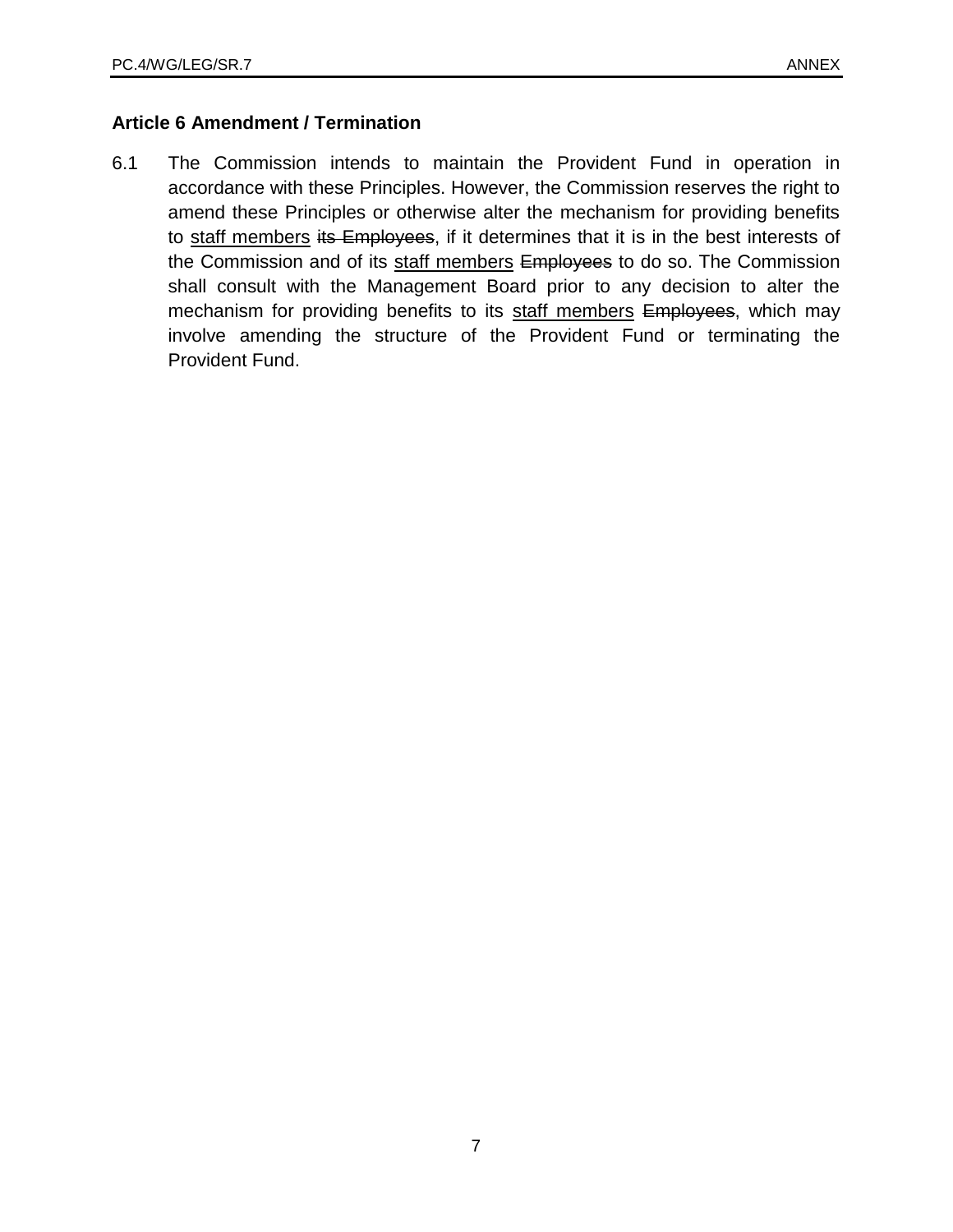**Article 6 Amendment / Termination**

6.1 The Commission intends to maintain the Provident Fund in operation in accordance with these Principles. However, the Commission reserves the right to amend these Principles or otherwise alter the mechanism for providing benefits to <u>staff members</u> ~~its Employees~~, if it determines that it is in the best interests of the Commission and of its <u>staff members</u> ~~Employees~~ to do so. The Commission shall consult with the Management Board prior to any decision to alter the mechanism for providing benefits to its <u>staff members</u> ~~Employees~~, which may involve amending the structure of the Provident Fund or terminating the Provident Fund.